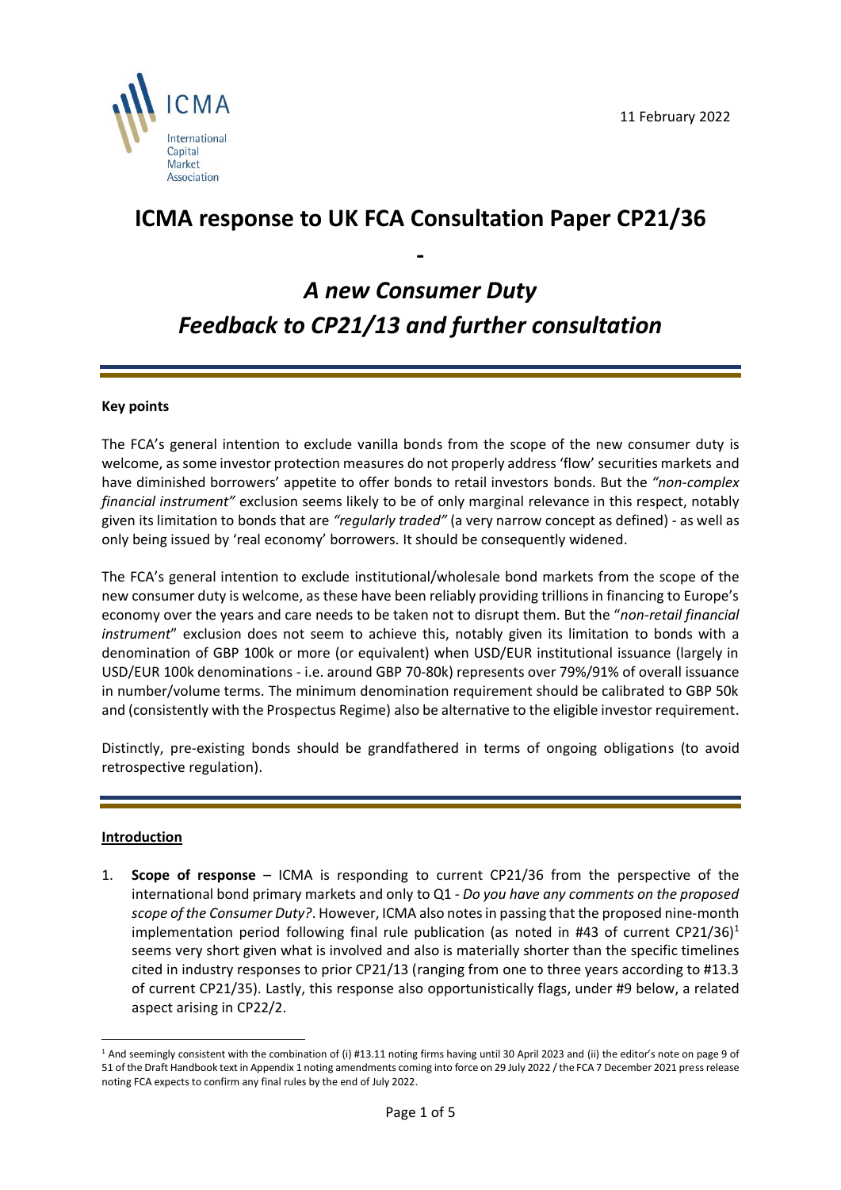11 February 2022

# ICMA response to UK FCA Consultation Paper CP21/36

**-**

## *A new Consumer Duty*
## *Feedback to CP21/13 and further consultation*

**Key points**

The FCA's general intention to exclude vanilla bonds from the scope of the new consumer duty is welcome, as some investor protection measures do not properly address 'flow' securities markets and have diminished borrowers' appetite to offer bonds to retail investors bonds. But the *"non-complex financial instrument"* exclusion seems likely to be of only marginal relevance in this respect, notably given its limitation to bonds that are *"regularly traded"* (a very narrow concept as defined) - as well as only being issued by 'real economy' borrowers. It should be consequently widened.

The FCA's general intention to exclude institutional/wholesale bond markets from the scope of the new consumer duty is welcome, as these have been reliably providing trillions in financing to Europe's economy over the years and care needs to be taken not to disrupt them. But the "*non-retail financial instrument*" exclusion does not seem to achieve this, notably given its limitation to bonds with a denomination of GBP 100k or more (or equivalent) when USD/EUR institutional issuance (largely in USD/EUR 100k denominations - i.e. around GBP 70-80k) represents over 79%/91% of overall issuance in number/volume terms. The minimum denomination requirement should be calibrated to GBP 50k and (consistently with the Prospectus Regime) also be alternative to the eligible investor requirement.

Distinctly, pre-existing bonds should be grandfathered in terms of ongoing obligations (to avoid retrospective regulation).

**Introduction**

1. **Scope of response** – ICMA is responding to current CP21/36 from the perspective of the international bond primary markets and only to Q1 - *Do you have any comments on the proposed scope of the Consumer Duty?*. However, ICMA also notes in passing that the proposed nine-month implementation period following final rule publication (as noted in #43 of current CP21/36)[1] seems very short given what is involved and also is materially shorter than the specific timelines cited in industry responses to prior CP21/13 (ranging from one to three years according to #13.3 of current CP21/35). Lastly, this response also opportunistically flags, under #9 below, a related aspect arising in CP22/2.

[1] And seemingly consistent with the combination of (i) #13.11 noting firms having until 30 April 2023 and (ii) the editor's note on page 9 of 51 of the Draft Handbook text in Appendix 1 noting amendments coming into force on 29 July 2022 / the FCA 7 December 2021 press release noting FCA expects to confirm any final rules by the end of July 2022.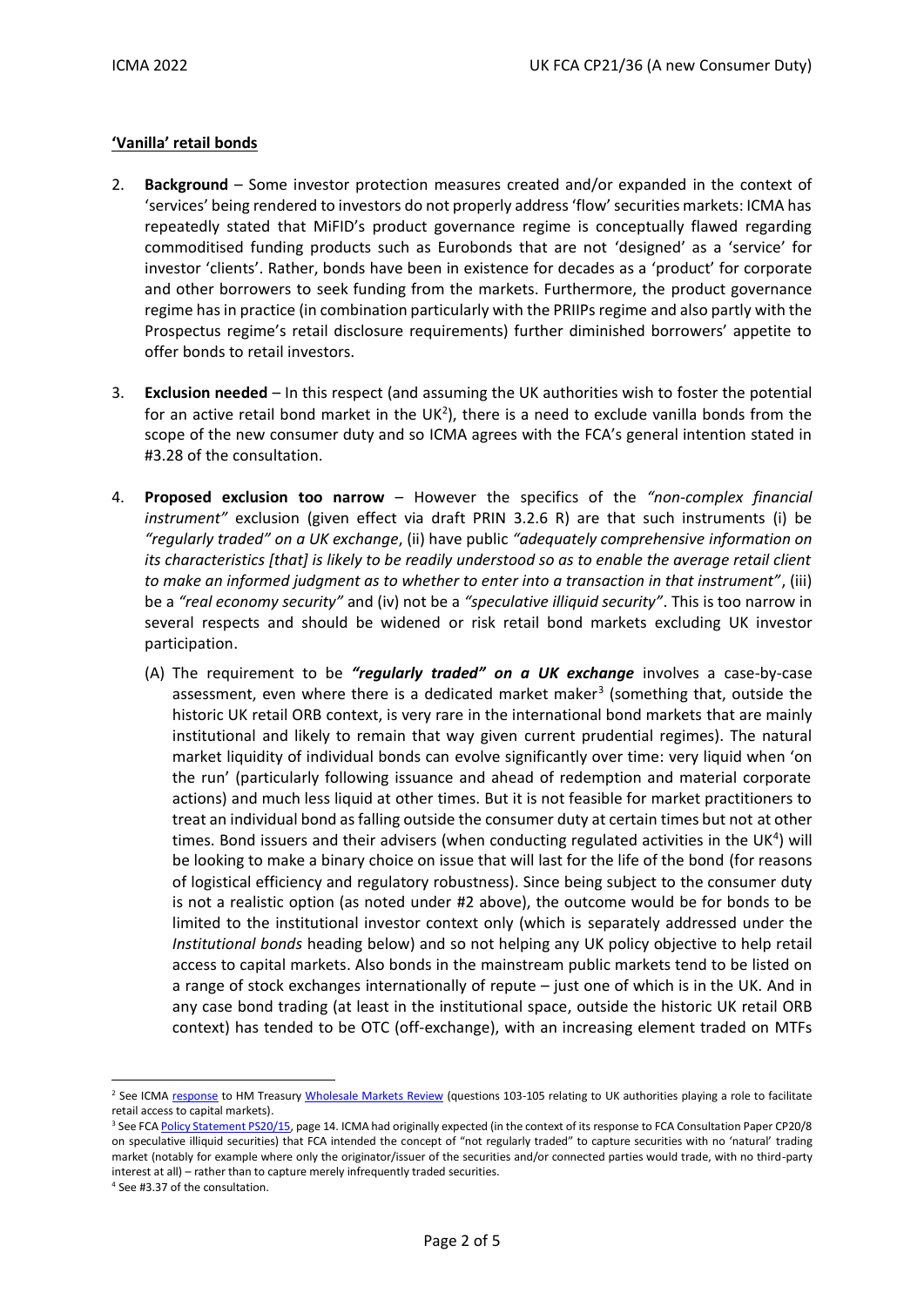**'Vanilla' retail bonds**

2. **Background** – Some investor protection measures created and/or expanded in the context of 'services' being rendered to investors do not properly address 'flow' securities markets: ICMA has repeatedly stated that MiFID's product governance regime is conceptually flawed regarding commoditised funding products such as Eurobonds that are not 'designed' as a 'service' for investor 'clients'. Rather, bonds have been in existence for decades as a 'product' for corporate and other borrowers to seek funding from the markets. Furthermore, the product governance regime has in practice (in combination particularly with the PRIIPs regime and also partly with the Prospectus regime's retail disclosure requirements) further diminished borrowers' appetite to offer bonds to retail investors.

3. **Exclusion needed** – In this respect (and assuming the UK authorities wish to foster the potential for an active retail bond market in the UK[2]), there is a need to exclude vanilla bonds from the scope of the new consumer duty and so ICMA agrees with the FCA's general intention stated in #3.28 of the consultation.

4. **Proposed exclusion too narrow** – However the specifics of the *"non-complex financial instrument"* exclusion (given effect via draft PRIN 3.2.6 R) are that such instruments (i) be *"regularly traded" on a UK exchange*, (ii) have public *"adequately comprehensive information on its characteristics [that] is likely to be readily understood so as to enable the average retail client to make an informed judgment as to whether to enter into a transaction in that instrument"*, (iii) be a *"real economy security"* and (iv) not be a *"speculative illiquid security"*. This is too narrow in several respects and should be widened or risk retail bond markets excluding UK investor participation.

   (A) The requirement to be ***"regularly traded" on a UK exchange*** involves a case-by-case assessment, even where there is a dedicated market maker[3] (something that, outside the historic UK retail ORB context, is very rare in the international bond markets that are mainly institutional and likely to remain that way given current prudential regimes). The natural market liquidity of individual bonds can evolve significantly over time: very liquid when 'on the run' (particularly following issuance and ahead of redemption and material corporate actions) and much less liquid at other times. But it is not feasible for market practitioners to treat an individual bond as falling outside the consumer duty at certain times but not at other times. Bond issuers and their advisers (when conducting regulated activities in the UK[4]) will be looking to make a binary choice on issue that will last for the life of the bond (for reasons of logistical efficiency and regulatory robustness). Since being subject to the consumer duty is not a realistic option (as noted under #2 above), the outcome would be for bonds to be limited to the institutional investor context only (which is separately addressed under the *Institutional bonds* heading below) and so not helping any UK policy objective to help retail access to capital markets. Also bonds in the mainstream public markets tend to be listed on a range of stock exchanges internationally of repute – just one of which is in the UK. And in any case bond trading (at least in the institutional space, outside the historic UK retail ORB context) has tended to be OTC (off-exchange), with an increasing element traded on MTFs

---

[2] See ICMA response to HM Treasury Wholesale Markets Review (questions 103-105 relating to UK authorities playing a role to facilitate retail access to capital markets).

[3] See FCA Policy Statement PS20/15, page 14. ICMA had originally expected (in the context of its response to FCA Consultation Paper CP20/8 on speculative illiquid securities) that FCA intended the concept of "not regularly traded" to capture securities with no 'natural' trading market (notably for example where only the originator/issuer of the securities and/or connected parties would trade, with no third-party interest at all) – rather than to capture merely infrequently traded securities.

[4] See #3.37 of the consultation.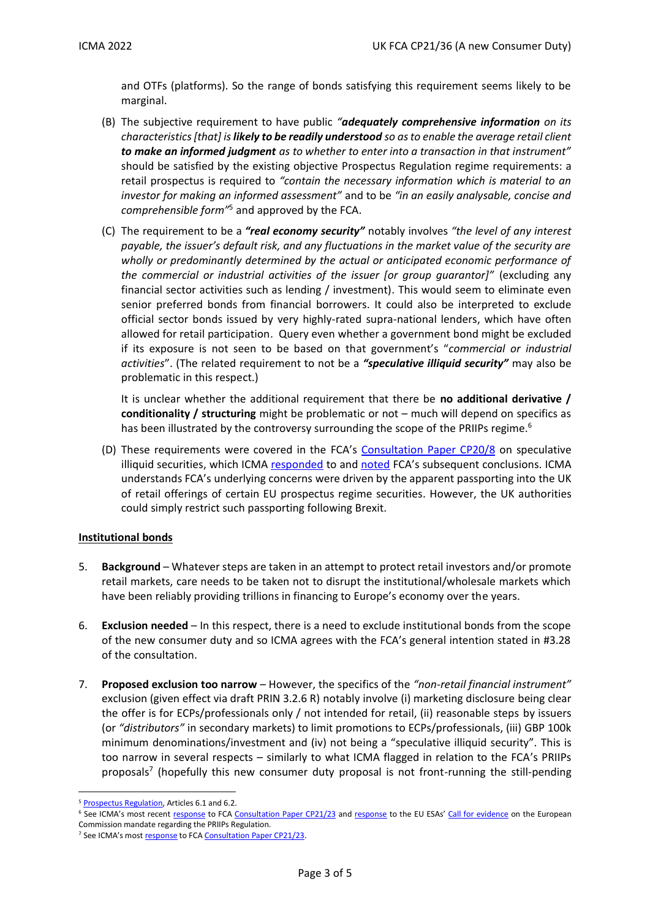and OTFs (platforms). So the range of bonds satisfying this requirement seems likely to be marginal.

(B) The subjective requirement to have public *"**adequately comprehensive information** on its characteristics [that] is **likely to be readily understood** so as to enable the average retail client **to make an informed judgment** as to whether to enter into a transaction in that instrument"* should be satisfied by the existing objective Prospectus Regulation regime requirements: a retail prospectus is required to *"contain the necessary information which is material to an investor for making an informed assessment"* and to be *"in an easily analysable, concise and comprehensible form"*[5] and approved by the FCA.

(C) The requirement to be a ***"real economy security"*** notably involves *"the level of any interest payable, the issuer's default risk, and any fluctuations in the market value of the security are wholly or predominantly determined by the actual or anticipated economic performance of the commercial or industrial activities of the issuer [or group guarantor]"* (excluding any financial sector activities such as lending / investment). This would seem to eliminate even senior preferred bonds from financial borrowers. It could also be interpreted to exclude official sector bonds issued by very highly-rated supra-national lenders, which have often allowed for retail participation. Query even whether a government bond might be excluded if its exposure is not seen to be based on that government's "*commercial or industrial activities*". (The related requirement to not be a ***"speculative illiquid security"*** may also be problematic in this respect.)

It is unclear whether the additional requirement that there be **no additional derivative / conditionality / structuring** might be problematic or not – much will depend on specifics as has been illustrated by the controversy surrounding the scope of the PRIIPs regime.[6]

(D) These requirements were covered in the FCA's Consultation Paper CP20/8 on speculative illiquid securities, which ICMA responded to and noted FCA's subsequent conclusions. ICMA understands FCA's underlying concerns were driven by the apparent passporting into the UK of retail offerings of certain EU prospectus regime securities. However, the UK authorities could simply restrict such passporting following Brexit.

**Institutional bonds**

5. **Background** – Whatever steps are taken in an attempt to protect retail investors and/or promote retail markets, care needs to be taken not to disrupt the institutional/wholesale markets which have been reliably providing trillions in financing to Europe's economy over the years.

6. **Exclusion needed** – In this respect, there is a need to exclude institutional bonds from the scope of the new consumer duty and so ICMA agrees with the FCA's general intention stated in #3.28 of the consultation.

7. **Proposed exclusion too narrow** – However, the specifics of the *"non-retail financial instrument"* exclusion (given effect via draft PRIN 3.2.6 R) notably involve (i) marketing disclosure being clear the offer is for ECPs/professionals only / not intended for retail, (ii) reasonable steps by issuers (or *"distributors"* in secondary markets) to limit promotions to ECPs/professionals, (iii) GBP 100k minimum denominations/investment and (iv) not being a "speculative illiquid security". This is too narrow in several respects – similarly to what ICMA flagged in relation to the FCA's PRIIPs proposals[7] (hopefully this new consumer duty proposal is not front-running the still-pending

---

[5] Prospectus Regulation, Articles 6.1 and 6.2.

[6] See ICMA's most recent response to FCA Consultation Paper CP21/23 and response to the EU ESAs' Call for evidence on the European Commission mandate regarding the PRIIPs Regulation.

[7] See ICMA's most response to FCA Consultation Paper CP21/23.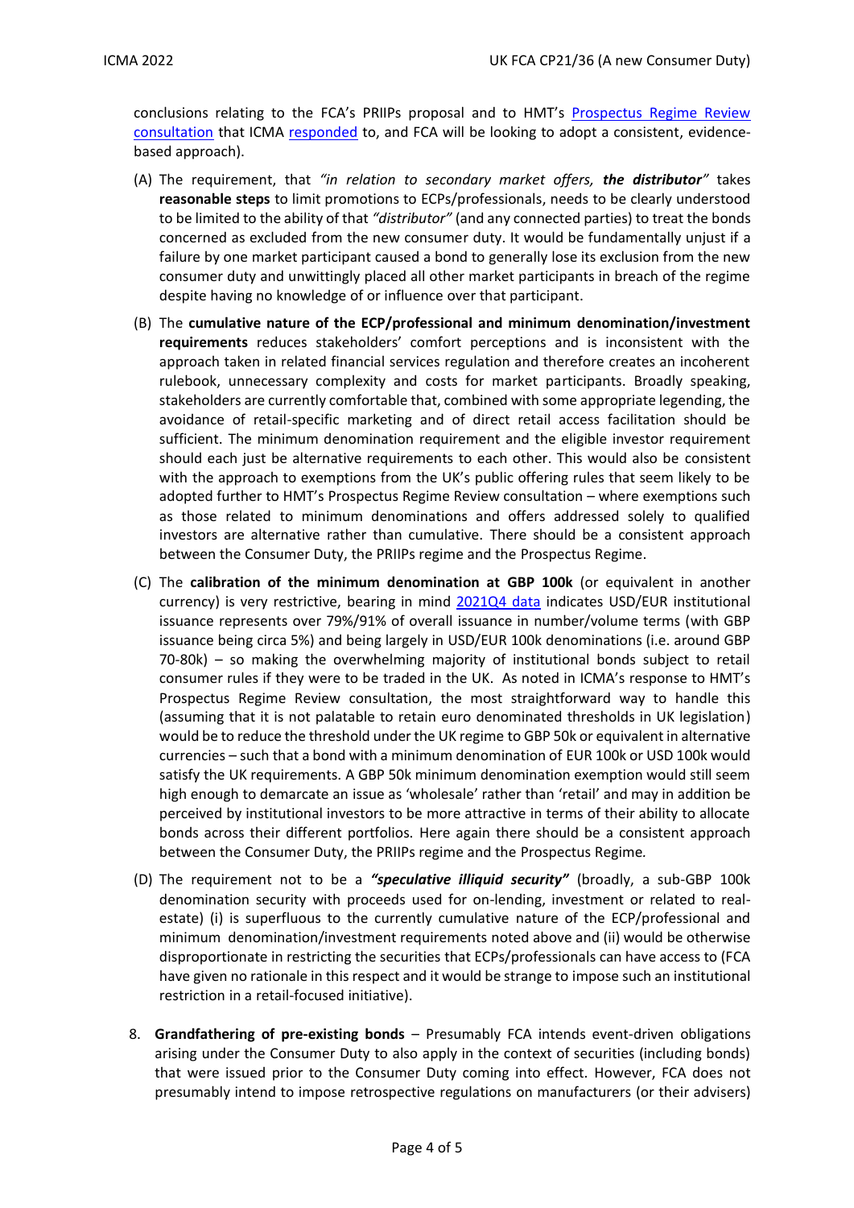conclusions relating to the FCA's PRIIPs proposal and to HMT's Prospectus Regime Review consultation that ICMA responded to, and FCA will be looking to adopt a consistent, evidence-based approach).

(A) The requirement, that *"in relation to secondary market offers, **the distributor**"* takes **reasonable steps** to limit promotions to ECPs/professionals, needs to be clearly understood to be limited to the ability of that *"distributor"* (and any connected parties) to treat the bonds concerned as excluded from the new consumer duty. It would be fundamentally unjust if a failure by one market participant caused a bond to generally lose its exclusion from the new consumer duty and unwittingly placed all other market participants in breach of the regime despite having no knowledge of or influence over that participant.

(B) The **cumulative nature of the ECP/professional and minimum denomination/investment requirements** reduces stakeholders' comfort perceptions and is inconsistent with the approach taken in related financial services regulation and therefore creates an incoherent rulebook, unnecessary complexity and costs for market participants. Broadly speaking, stakeholders are currently comfortable that, combined with some appropriate legending, the avoidance of retail-specific marketing and of direct retail access facilitation should be sufficient. The minimum denomination requirement and the eligible investor requirement should each just be alternative requirements to each other. This would also be consistent with the approach to exemptions from the UK's public offering rules that seem likely to be adopted further to HMT's Prospectus Regime Review consultation – where exemptions such as those related to minimum denominations and offers addressed solely to qualified investors are alternative rather than cumulative. There should be a consistent approach between the Consumer Duty, the PRIIPs regime and the Prospectus Regime.

(C) The **calibration of the minimum denomination at GBP 100k** (or equivalent in another currency) is very restrictive, bearing in mind 2021Q4 data indicates USD/EUR institutional issuance represents over 79%/91% of overall issuance in number/volume terms (with GBP issuance being circa 5%) and being largely in USD/EUR 100k denominations (i.e. around GBP 70-80k) – so making the overwhelming majority of institutional bonds subject to retail consumer rules if they were to be traded in the UK. As noted in ICMA's response to HMT's Prospectus Regime Review consultation, the most straightforward way to handle this (assuming that it is not palatable to retain euro denominated thresholds in UK legislation) would be to reduce the threshold under the UK regime to GBP 50k or equivalent in alternative currencies – such that a bond with a minimum denomination of EUR 100k or USD 100k would satisfy the UK requirements. A GBP 50k minimum denomination exemption would still seem high enough to demarcate an issue as 'wholesale' rather than 'retail' and may in addition be perceived by institutional investors to be more attractive in terms of their ability to allocate bonds across their different portfolios. Here again there should be a consistent approach between the Consumer Duty, the PRIIPs regime and the Prospectus Regime.

(D) The requirement not to be a ***"speculative illiquid security"*** (broadly, a sub-GBP 100k denomination security with proceeds used for on-lending, investment or related to real-estate) (i) is superfluous to the currently cumulative nature of the ECP/professional and minimum denomination/investment requirements noted above and (ii) would be otherwise disproportionate in restricting the securities that ECPs/professionals can have access to (FCA have given no rationale in this respect and it would be strange to impose such an institutional restriction in a retail-focused initiative).

8. **Grandfathering of pre-existing bonds** – Presumably FCA intends event-driven obligations arising under the Consumer Duty to also apply in the context of securities (including bonds) that were issued prior to the Consumer Duty coming into effect. However, FCA does not presumably intend to impose retrospective regulations on manufacturers (or their advisers)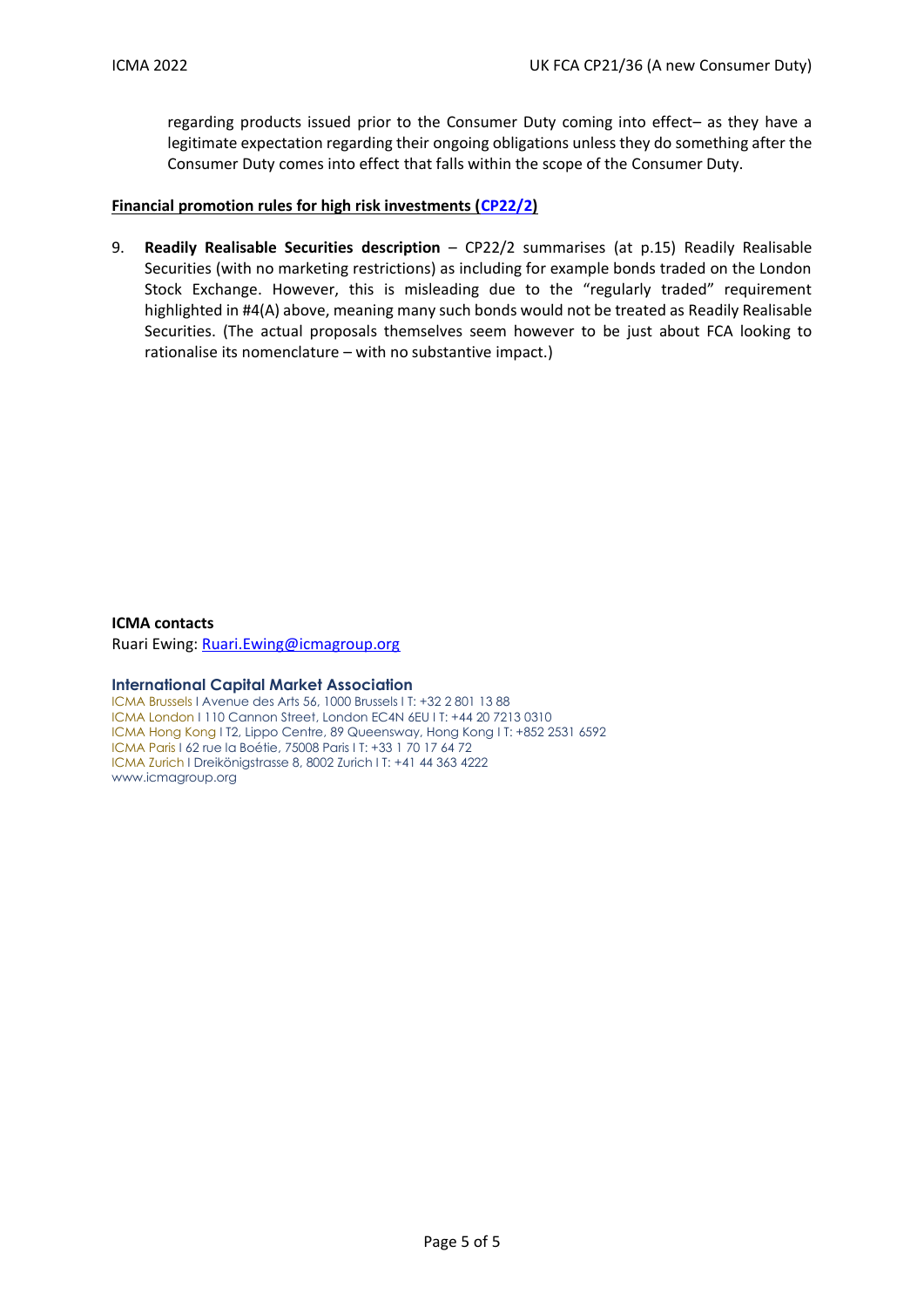regarding products issued prior to the Consumer Duty coming into effect– as they have a legitimate expectation regarding their ongoing obligations unless they do something after the Consumer Duty comes into effect that falls within the scope of the Consumer Duty.

**Financial promotion rules for high risk investments (CP22/2)**

9. **Readily Realisable Securities description** – CP22/2 summarises (at p.15) Readily Realisable Securities (with no marketing restrictions) as including for example bonds traded on the London Stock Exchange. However, this is misleading due to the "regularly traded" requirement highlighted in #4(A) above, meaning many such bonds would not be treated as Readily Realisable Securities. (The actual proposals themselves seem however to be just about FCA looking to rationalise its nomenclature – with no substantive impact.)

**ICMA contacts**
Ruari Ewing: Ruari.Ewing@icmagroup.org

**International Capital Market Association**
ICMA Brussels I Avenue des Arts 56, 1000 Brussels I T: +32 2 801 13 88
ICMA London I 110 Cannon Street, London EC4N 6EU I T: +44 20 7213 0310
ICMA Hong Kong I T2, Lippo Centre, 89 Queensway, Hong Kong I T: +852 2531 6592
ICMA Paris I 62 rue la Boétie, 75008 Paris I T: +33 1 70 17 64 72
ICMA Zurich I Dreikönigstrasse 8, 8002 Zurich I T: +41 44 363 4222
www.icmagroup.org